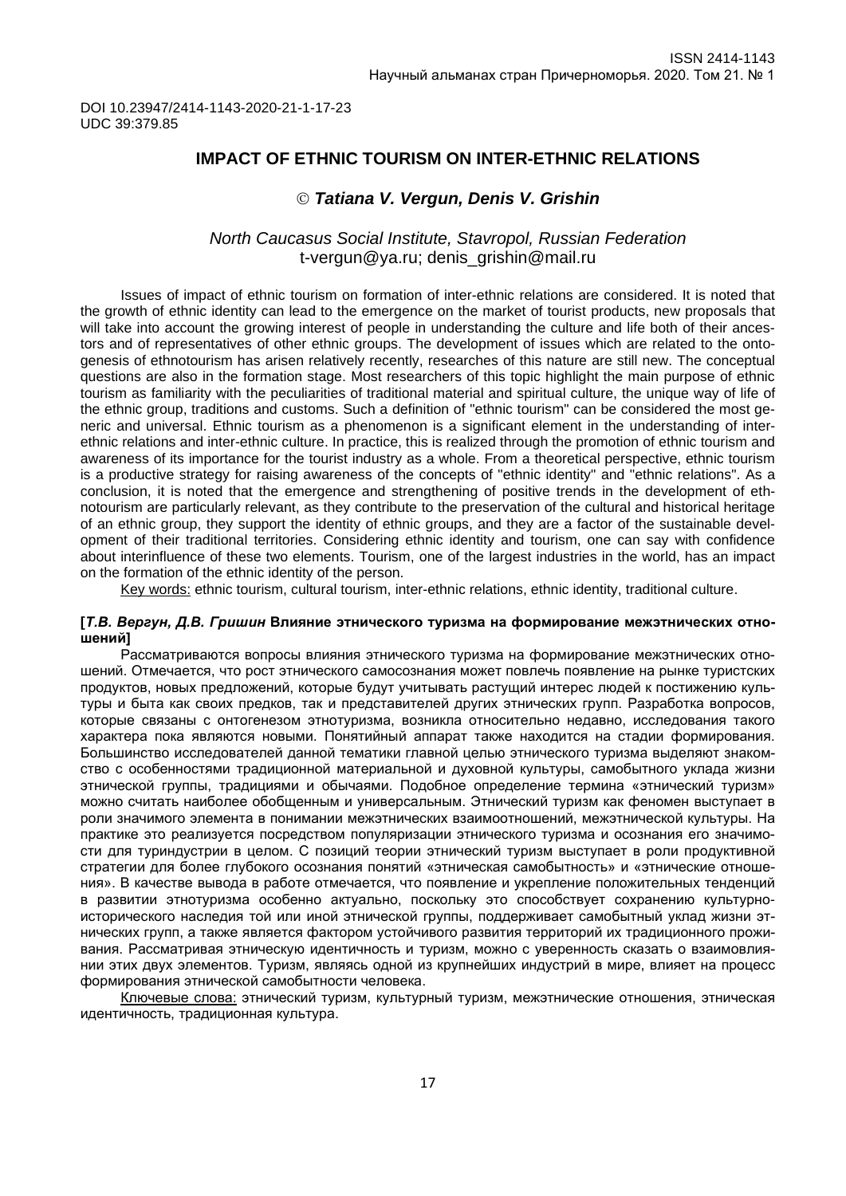DOI 10.23947/2414-1143-2020-21-1-17-23
UDC 39:379.85

# IMPACT OF ETHNIC TOURISM ON INTER-ETHNIC RELATIONS

© ***Tatiana V. Vergun, Denis V. Grishin***

*North Caucasus Social Institute, Stavropol, Russian Federation*
t-vergun@ya.ru; denis_grishin@mail.ru

Issues of impact of ethnic tourism on formation of inter-ethnic relations are considered. It is noted that the growth of ethnic identity can lead to the emergence on the market of tourist products, new proposals that will take into account the growing interest of people in understanding the culture and life both of their ancestors and of representatives of other ethnic groups. The development of issues which are related to the ontogenesis of ethnotourism has arisen relatively recently, researches of this nature are still new. The conceptual questions are also in the formation stage. Most researchers of this topic highlight the main purpose of ethnic tourism as familiarity with the peculiarities of traditional material and spiritual culture, the unique way of life of the ethnic group, traditions and customs. Such a definition of "ethnic tourism" can be considered the most generic and universal. Ethnic tourism as a phenomenon is a significant element in the understanding of inter-ethnic relations and inter-ethnic culture. In practice, this is realized through the promotion of ethnic tourism and awareness of its importance for the tourist industry as a whole. From a theoretical perspective, ethnic tourism is a productive strategy for raising awareness of the concepts of "ethnic identity" and "ethnic relations". As a conclusion, it is noted that the emergence and strengthening of positive trends in the development of ethnotourism are particularly relevant, as they contribute to the preservation of the cultural and historical heritage of an ethnic group, they support the identity of ethnic groups, and they are a factor of the sustainable development of their traditional territories. Considering ethnic identity and tourism, one can say with confidence about interinfluence of these two elements. Tourism, one of the largest industries in the world, has an impact on the formation of the ethnic identity of the person.

Key words: ethnic tourism, cultural tourism, inter-ethnic relations, ethnic identity, traditional culture.

**[*Т.В. Вергун, Д.В. Гришин* Влияние этнического туризма на формирование межэтнических отношений]**

Рассматриваются вопросы влияния этнического туризма на формирование межэтнических отношений. Отмечается, что рост этнического самосознания может повлечь появление на рынке туристских продуктов, новых предложений, которые будут учитывать растущий интерес людей к постижению культуры и быта как своих предков, так и представителей других этнических групп. Разработка вопросов, которые связаны с онтогенезом этнотуризма, возникла относительно недавно, исследования такого характера пока являются новыми. Понятийный аппарат также находится на стадии формирования. Большинство исследователей данной тематики главной целью этнического туризма выделяют знакомство с особенностями традиционной материальной и духовной культуры, самобытного уклада жизни этнической группы, традициями и обычаями. Подобное определение термина «этнический туризм» можно считать наиболее обобщенным и универсальным. Этнический туризм как феномен выступает в роли значимого элемента в понимании межэтнических взаимоотношений, межэтнической культуры. На практике это реализуется посредством популяризации этнического туризма и осознания его значимости для туриндустрии в целом. С позиций теории этнический туризм выступает в роли продуктивной стратегии для более глубокого осознания понятий «этническая самобытность» и «этнические отношения». В качестве вывода в работе отмечается, что появление и укрепление положительных тенденций в развитии этнотуризма особенно актуально, поскольку это способствует сохранению культурно-исторического наследия той или иной этнической группы, поддерживает самобытный уклад жизни этнических групп, а также является фактором устойчивого развития территорий их традиционного проживания. Рассматривая этническую идентичность и туризм, можно с уверенность сказать о взаимовлиянии этих двух элементов. Туризм, являясь одной из крупнейших индустрий в мире, влияет на процесс формирования этнической самобытности человека.

Ключевые слова: этнический туризм, культурный туризм, межэтнические отношения, этническая идентичность, традиционная культура.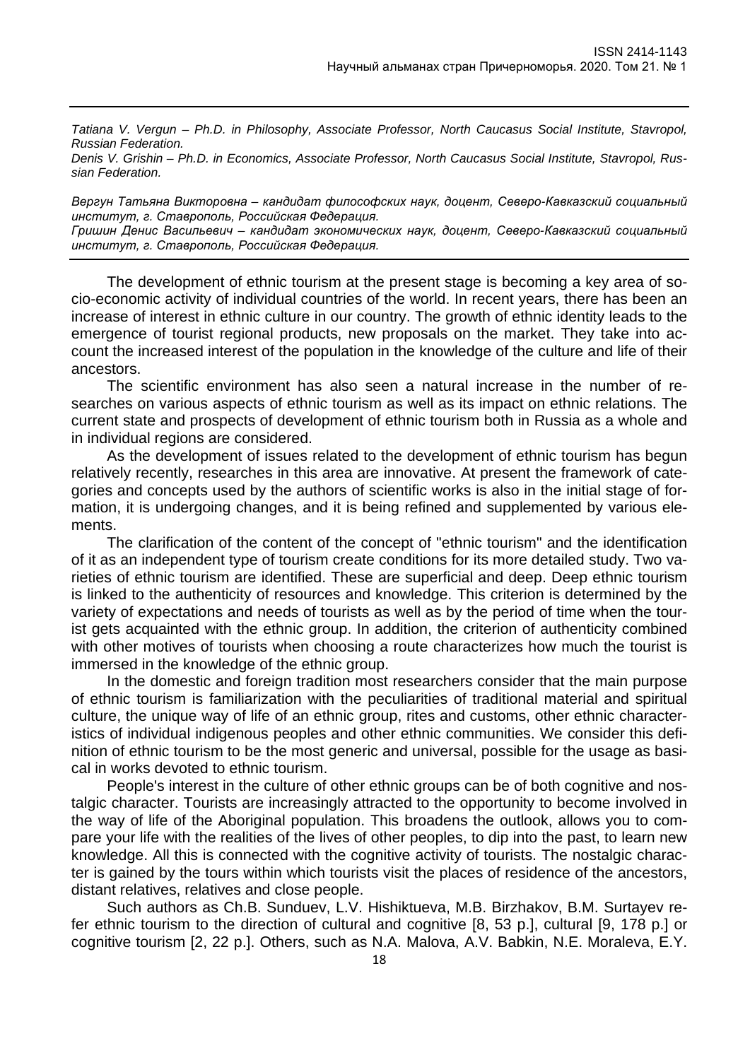*Tatiana V. Vergun – Ph.D. in Philosophy, Associate Professor, North Caucasus Social Institute, Stavropol, Russian Federation.*

*Denis V. Grishin – Ph.D. in Economics, Associate Professor, North Caucasus Social Institute, Stavropol, Russian Federation.*

*Вергун Татьяна Викторовна – кандидат философских наук, доцент, Северо-Кавказский социальный институт, г. Ставрополь, Российская Федерация.*

*Гришин Денис Васильевич – кандидат экономических наук, доцент, Северо-Кавказский социальный институт, г. Ставрополь, Российская Федерация.*

---

The development of ethnic tourism at the present stage is becoming a key area of socio-economic activity of individual countries of the world. In recent years, there has been an increase of interest in ethnic culture in our country. The growth of ethnic identity leads to the emergence of tourist regional products, new proposals on the market. They take into account the increased interest of the population in the knowledge of the culture and life of their ancestors.

The scientific environment has also seen a natural increase in the number of researches on various aspects of ethnic tourism as well as its impact on ethnic relations. The current state and prospects of development of ethnic tourism both in Russia as a whole and in individual regions are considered.

As the development of issues related to the development of ethnic tourism has begun relatively recently, researches in this area are innovative. At present the framework of categories and concepts used by the authors of scientific works is also in the initial stage of formation, it is undergoing changes, and it is being refined and supplemented by various elements.

The clarification of the content of the concept of "ethnic tourism" and the identification of it as an independent type of tourism create conditions for its more detailed study. Two varieties of ethnic tourism are identified. These are superficial and deep. Deep ethnic tourism is linked to the authenticity of resources and knowledge. This criterion is determined by the variety of expectations and needs of tourists as well as by the period of time when the tourist gets acquainted with the ethnic group. In addition, the criterion of authenticity combined with other motives of tourists when choosing a route characterizes how much the tourist is immersed in the knowledge of the ethnic group.

In the domestic and foreign tradition most researchers consider that the main purpose of ethnic tourism is familiarization with the peculiarities of traditional material and spiritual culture, the unique way of life of an ethnic group, rites and customs, other ethnic characteristics of individual indigenous peoples and other ethnic communities. We consider this definition of ethnic tourism to be the most generic and universal, possible for the usage as basical in works devoted to ethnic tourism.

People's interest in the culture of other ethnic groups can be of both cognitive and nostalgic character. Tourists are increasingly attracted to the opportunity to become involved in the way of life of the Aboriginal population. This broadens the outlook, allows you to compare your life with the realities of the lives of other peoples, to dip into the past, to learn new knowledge. All this is connected with the cognitive activity of tourists. The nostalgic character is gained by the tours within which tourists visit the places of residence of the ancestors, distant relatives, relatives and close people.

Such authors as Ch.B. Sunduev, L.V. Hishiktueva, M.B. Birzhakov, B.M. Surtayev refer ethnic tourism to the direction of cultural and cognitive [8, 53 p.], cultural [9, 178 p.] or cognitive tourism [2, 22 p.]. Others, such as N.A. Malova, A.V. Babkin, N.E. Moraleva, E.Y.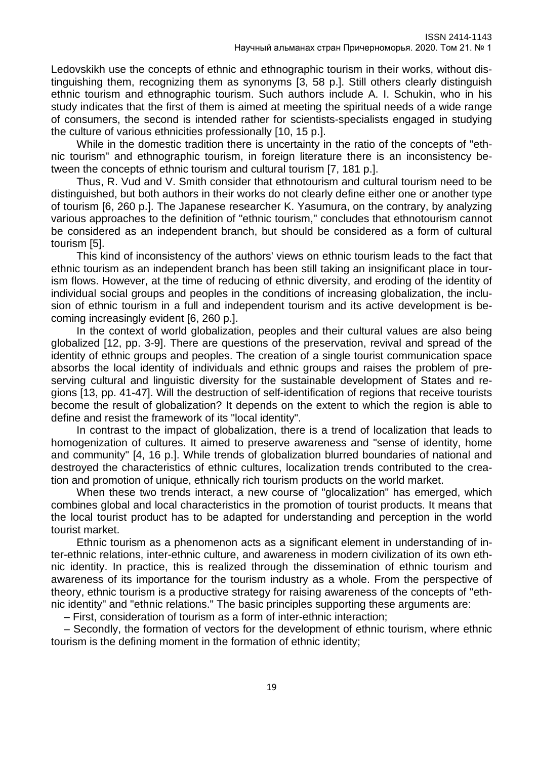Ledovskikh use the concepts of ethnic and ethnographic tourism in their works, without distinguishing them, recognizing them as synonyms [3, 58 p.]. Still others clearly distinguish ethnic tourism and ethnographic tourism. Such authors include A. I. Schukin, who in his study indicates that the first of them is aimed at meeting the spiritual needs of a wide range of consumers, the second is intended rather for scientists-specialists engaged in studying the culture of various ethnicities professionally [10, 15 p.].

While in the domestic tradition there is uncertainty in the ratio of the concepts of "ethnic tourism" and ethnographic tourism, in foreign literature there is an inconsistency between the concepts of ethnic tourism and cultural tourism [7, 181 p.].

Thus, R. Vud and V. Smith consider that ethnotourism and cultural tourism need to be distinguished, but both authors in their works do not clearly define either one or another type of tourism [6, 260 p.]. The Japanese researcher K. Yasumura, on the contrary, by analyzing various approaches to the definition of "ethnic tourism," concludes that ethnotourism cannot be considered as an independent branch, but should be considered as a form of cultural tourism [5].

This kind of inconsistency of the authors' views on ethnic tourism leads to the fact that ethnic tourism as an independent branch has been still taking an insignificant place in tourism flows. However, at the time of reducing of ethnic diversity, and eroding of the identity of individual social groups and peoples in the conditions of increasing globalization, the inclusion of ethnic tourism in a full and independent tourism and its active development is becoming increasingly evident [6, 260 p.].

In the context of world globalization, peoples and their cultural values are also being globalized [12, pp. 3-9]. There are questions of the preservation, revival and spread of the identity of ethnic groups and peoples. The creation of a single tourist communication space absorbs the local identity of individuals and ethnic groups and raises the problem of preserving cultural and linguistic diversity for the sustainable development of States and regions [13, pp. 41-47]. Will the destruction of self-identification of regions that receive tourists become the result of globalization? It depends on the extent to which the region is able to define and resist the framework of its "local identity".

In contrast to the impact of globalization, there is a trend of localization that leads to homogenization of cultures. It aimed to preserve awareness and "sense of identity, home and community" [4, 16 p.]. While trends of globalization blurred boundaries of national and destroyed the characteristics of ethnic cultures, localization trends contributed to the creation and promotion of unique, ethnically rich tourism products on the world market.

When these two trends interact, a new course of "glocalization" has emerged, which combines global and local characteristics in the promotion of tourist products. It means that the local tourist product has to be adapted for understanding and perception in the world tourist market.

Ethnic tourism as a phenomenon acts as a significant element in understanding of inter-ethnic relations, inter-ethnic culture, and awareness in modern civilization of its own ethnic identity. In practice, this is realized through the dissemination of ethnic tourism and awareness of its importance for the tourism industry as a whole. From the perspective of theory, ethnic tourism is a productive strategy for raising awareness of the concepts of "ethnic identity" and "ethnic relations." The basic principles supporting these arguments are:

– First, consideration of tourism as a form of inter-ethnic interaction;

– Secondly, the formation of vectors for the development of ethnic tourism, where ethnic tourism is the defining moment in the formation of ethnic identity;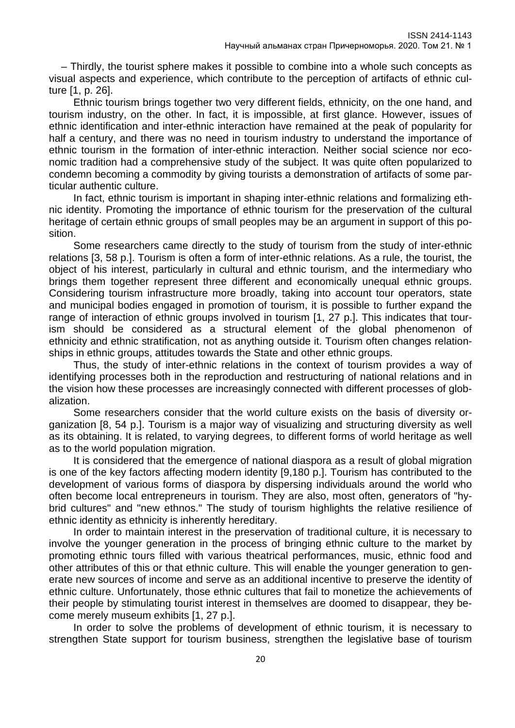– Thirdly, the tourist sphere makes it possible to combine into a whole such concepts as visual aspects and experience, which contribute to the perception of artifacts of ethnic culture [1, p. 26].

Ethnic tourism brings together two very different fields, ethnicity, on the one hand, and tourism industry, on the other. In fact, it is impossible, at first glance. However, issues of ethnic identification and inter-ethnic interaction have remained at the peak of popularity for half a century, and there was no need in tourism industry to understand the importance of ethnic tourism in the formation of inter-ethnic interaction. Neither social science nor economic tradition had a comprehensive study of the subject. It was quite often popularized to condemn becoming a commodity by giving tourists a demonstration of artifacts of some particular authentic culture.

In fact, ethnic tourism is important in shaping inter-ethnic relations and formalizing ethnic identity. Promoting the importance of ethnic tourism for the preservation of the cultural heritage of certain ethnic groups of small peoples may be an argument in support of this position.

Some researchers came directly to the study of tourism from the study of inter-ethnic relations [3, 58 p.]. Tourism is often a form of inter-ethnic relations. As a rule, the tourist, the object of his interest, particularly in cultural and ethnic tourism, and the intermediary who brings them together represent three different and economically unequal ethnic groups. Considering tourism infrastructure more broadly, taking into account tour operators, state and municipal bodies engaged in promotion of tourism, it is possible to further expand the range of interaction of ethnic groups involved in tourism [1, 27 p.]. This indicates that tourism should be considered as a structural element of the global phenomenon of ethnicity and ethnic stratification, not as anything outside it. Tourism often changes relationships in ethnic groups, attitudes towards the State and other ethnic groups.

Thus, the study of inter-ethnic relations in the context of tourism provides a way of identifying processes both in the reproduction and restructuring of national relations and in the vision how these processes are increasingly connected with different processes of globalization.

Some researchers consider that the world culture exists on the basis of diversity organization [8, 54 p.]. Tourism is a major way of visualizing and structuring diversity as well as its obtaining. It is related, to varying degrees, to different forms of world heritage as well as to the world population migration.

It is considered that the emergence of national diaspora as a result of global migration is one of the key factors affecting modern identity [9,180 p.]. Tourism has contributed to the development of various forms of diaspora by dispersing individuals around the world who often become local entrepreneurs in tourism. They are also, most often, generators of "hybrid cultures" and "new ethnos." The study of tourism highlights the relative resilience of ethnic identity as ethnicity is inherently hereditary.

In order to maintain interest in the preservation of traditional culture, it is necessary to involve the younger generation in the process of bringing ethnic culture to the market by promoting ethnic tours filled with various theatrical performances, music, ethnic food and other attributes of this or that ethnic culture. This will enable the younger generation to generate new sources of income and serve as an additional incentive to preserve the identity of ethnic culture. Unfortunately, those ethnic cultures that fail to monetize the achievements of their people by stimulating tourist interest in themselves are doomed to disappear, they become merely museum exhibits [1, 27 p.].

In order to solve the problems of development of ethnic tourism, it is necessary to strengthen State support for tourism business, strengthen the legislative base of tourism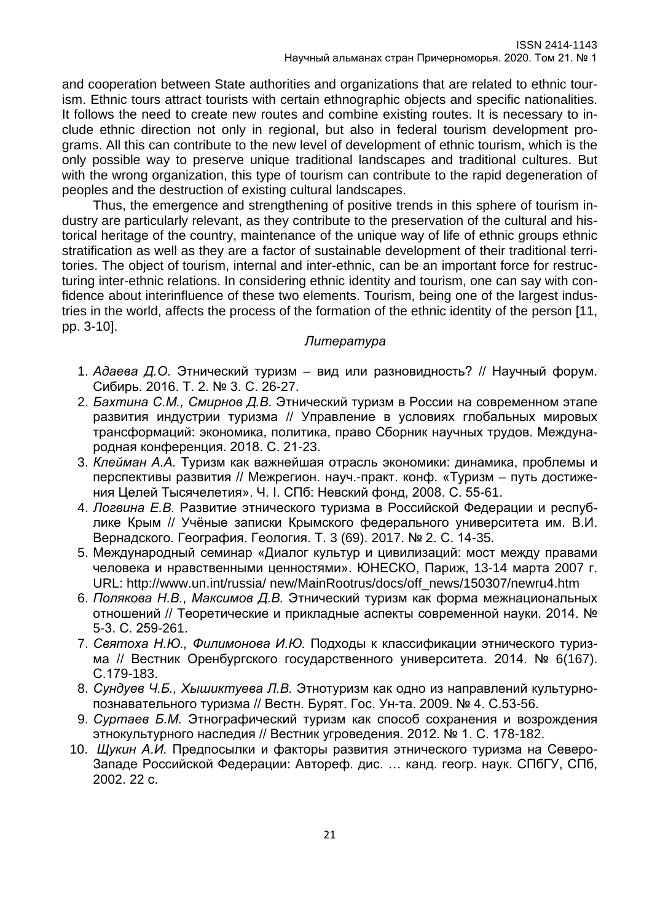and cooperation between State authorities and organizations that are related to ethnic tourism. Ethnic tours attract tourists with certain ethnographic objects and specific nationalities. It follows the need to create new routes and combine existing routes. It is necessary to include ethnic direction not only in regional, but also in federal tourism development programs. All this can contribute to the new level of development of ethnic tourism, which is the only possible way to preserve unique traditional landscapes and traditional cultures. But with the wrong organization, this type of tourism can contribute to the rapid degeneration of peoples and the destruction of existing cultural landscapes.

Thus, the emergence and strengthening of positive trends in this sphere of tourism industry are particularly relevant, as they contribute to the preservation of the cultural and historical heritage of the country, maintenance of the unique way of life of ethnic groups ethnic stratification as well as they are a factor of sustainable development of their traditional territories. The object of tourism, internal and inter-ethnic, can be an important force for restructuring inter-ethnic relations. In considering ethnic identity and tourism, one can say with confidence about interinfluence of these two elements. Tourism, being one of the largest industries in the world, affects the process of the formation of the ethnic identity of the person [11, pp. 3-10].

*Литература*

1. *Адаева Д.О.* Этнический туризм – вид или разновидность? // Научный форум. Сибирь. 2016. Т. 2. № 3. С. 26-27.
2. *Бахтина С.М., Смирнов Д.В.* Этнический туризм в России на современном этапе развития индустрии туризма // Управление в условиях глобальных мировых трансформаций: экономика, политика, право Сборник научных трудов. Международная конференция. 2018. С. 21-23.
3. *Клейман А.А.* Туризм как важнейшая отрасль экономики: динамика, проблемы и перспективы развития // Межрегион. науч.-практ. конф. «Туризм – путь достижения Целей Тысячелетия». Ч. I. СПб: Невский фонд, 2008. С. 55-61.
4. *Логвина Е.В.* Развитие этнического туризма в Российской Федерации и республике Крым // Учёные записки Крымского федерального университета им. В.И. Вернадского. География. Геология. Т. 3 (69). 2017. № 2. С. 14-35.
5. Международный семинар «Диалог культур и цивилизаций: мост между правами человека и нравственными ценностями». ЮНЕСКО, Париж, 13-14 марта 2007 г. URL: http://www.un.int/russia/ new/MainRootrus/docs/off_news/150307/newru4.htm
6. *Полякова Н.В.*, *Максимов Д.В.* Этнический туризм как форма межнациональных отношений // Теоретические и прикладные аспекты современной науки. 2014. № 5-3. С. 259-261.
7. *Святоха Н.Ю., Филимонова И.Ю.* Подходы к классификации этнического туризма // Вестник Оренбургского государственного университета. 2014. № 6(167). С.179-183.
8. *Сундуев Ч.Б., Хышиктуева Л.В.* Этнотуризм как одно из направлений культурно-познавательного туризма // Вестн. Бурят. Гос. Ун-та. 2009. № 4. С.53-56.
9. *Суртаев Б.М.* Этнографический туризм как способ сохранения и возрождения этнокультурного наследия // Вестник угроведения. 2012. № 1. С. 178-182.
10. *Щукин А.И.* Предпосылки и факторы развития этнического туризма на Северо-Западе Российской Федерации: Автореф. дис. … канд. геогр. наук. СПбГУ, СПб, 2002. 22 с.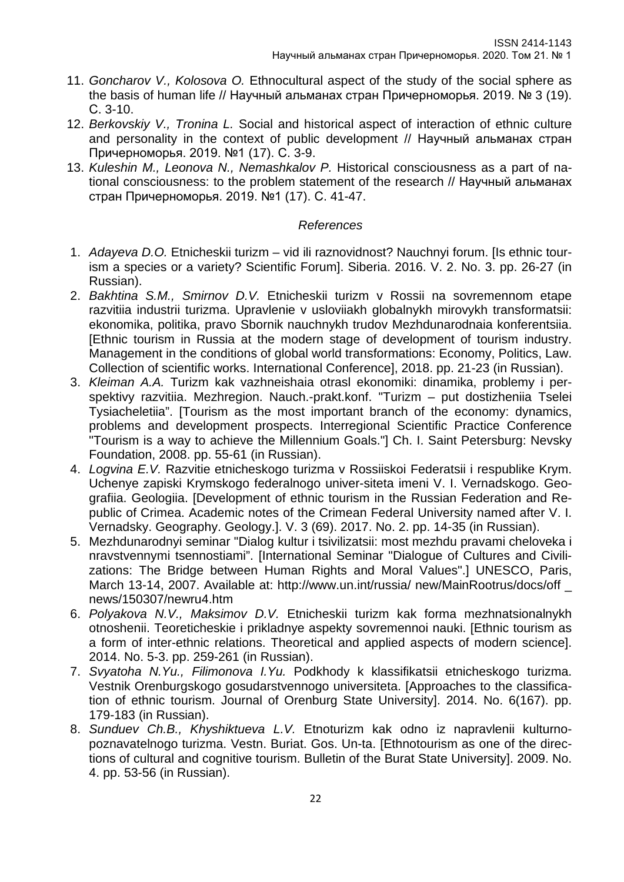11. *Goncharov V., Kolosova O.* Ethnocultural aspect of the study of the social sphere as the basis of human life // Научный альманах стран Причерноморья. 2019. № 3 (19). С. 3-10.
12. *Berkovskiy V., Tronina L.* Social and historical aspect of interaction of ethnic culture and personality in the context of public development // Научный альманах стран Причерноморья. 2019. №1 (17). С. 3-9.
13. *Kuleshin M., Leonova N., Nemashkalov P.* Historical consciousness as a part of national consciousness: to the problem statement of the research // Научный альманах стран Причерноморья. 2019. №1 (17). С. 41-47.

*References*

1. *Adayeva D.O.* Etnicheskii turizm – vid ili raznovidnost? Nauchnyi forum. [Is ethnic tourism a species or a variety? Scientific Forum]. Siberia. 2016. V. 2. No. 3. pp. 26-27 (in Russian).
2. *Bakhtina S.M., Smirnov D.V.* Etnicheskii turizm v Rossii na sovremennom etape razvitiia industrii turizma. Upravlenie v usloviiakh globalnykh mirovykh transformatsii: ekonomika, politika, pravo Sbornik nauchnykh trudov Mezhdunarodnaia konferentsiia. [Ethnic tourism in Russia at the modern stage of development of tourism industry. Management in the conditions of global world transformations: Economy, Politics, Law. Collection of scientific works. International Conference], 2018. pp. 21-23 (in Russian).
3. *Kleiman A.A.* Turizm kak vazhneishaia otrasl ekonomiki: dinamika, problemy i perspektivy razvitiia. Mezhregion. Nauch.-prakt.konf. "Turizm – put dostizheniia Tselei Tysiacheletiia". [Tourism as the most important branch of the economy: dynamics, problems and development prospects. Interregional Scientific Practice Conference "Tourism is a way to achieve the Millennium Goals."] Ch. I. Saint Petersburg: Nevsky Foundation, 2008. pp. 55-61 (in Russian).
4. *Logvina E.V.* Razvitie etnicheskogo turizma v Rossiiskoi Federatsii i respublike Krym. Uchenye zapiski Krymskogo federalnogo univer-siteta imeni V. I. Vernadskogo. Geografiia. Geologiia. [Development of ethnic tourism in the Russian Federation and Republic of Crimea. Academic notes of the Crimean Federal University named after V. I. Vernadsky. Geography. Geology.]. V. 3 (69). 2017. No. 2. pp. 14-35 (in Russian).
5. Mezhdunarodnyi seminar "Dialog kultur i tsivilizatsii: most mezhdu pravami cheloveka i nravstvennymi tsennostiami". [International Seminar "Dialogue of Cultures and Civilizations: The Bridge between Human Rights and Moral Values".] UNESCO, Paris, March 13-14, 2007. Available at: http://www.un.int/russia/ new/MainRootrus/docs/off _ news/150307/newru4.htm
6. *Polyakova N.V., Maksimov D.V.* Etnicheskii turizm kak forma mezhnatsionalnykh otnoshenii. Teoreticheskie i prikladnye aspekty sovremennoi nauki. [Ethnic tourism as a form of inter-ethnic relations. Theoretical and applied aspects of modern science]. 2014. No. 5-3. pp. 259-261 (in Russian).
7. *Svyatoha N.Yu., Filimonova I.Yu.* Podkhody k klassifikatsii etnicheskogo turizma. Vestnik Orenburgskogo gosudarstvennogo universiteta. [Approaches to the classification of ethnic tourism. Journal of Orenburg State University]. 2014. No. 6(167). pp. 179-183 (in Russian).
8. *Sunduev Ch.B., Khyshiktueva L.V.* Etnoturizm kak odno iz napravlenii kulturno-poznavatelnogo turizma. Vestn. Buriat. Gos. Un-ta. [Ethnotourism as one of the directions of cultural and cognitive tourism. Bulletin of the Burat State University]. 2009. No. 4. pp. 53-56 (in Russian).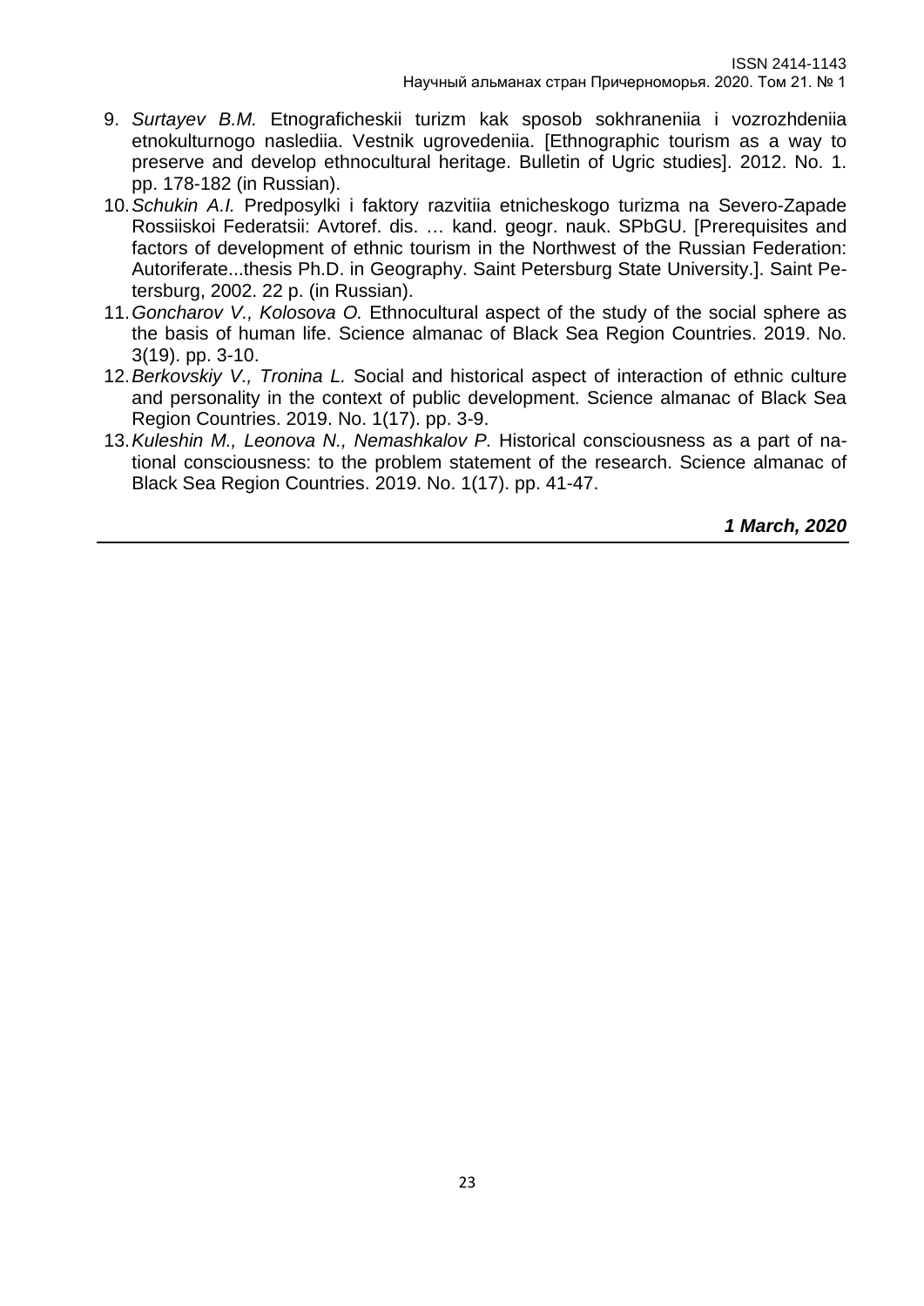9. *Surtayev B.M.* Etnograficheskii turizm kak sposob sokhraneniia i vozrozhdeniia etnokulturnogo naslediia. Vestnik ugrovedeniia. [Ethnographic tourism as a way to preserve and develop ethnocultural heritage. Bulletin of Ugric studies]. 2012. No. 1. pp. 178-182 (in Russian).
10. *Schukin A.I.* Predposylki i faktory razvitiia etnicheskogo turizma na Severo-Zapade Rossiiskoi Federatsii: Avtoref. dis. … kand. geogr. nauk. SPbGU. [Prerequisites and factors of development of ethnic tourism in the Northwest of the Russian Federation: Autoriferate...thesis Ph.D. in Geography. Saint Petersburg State University.]. Saint Petersburg, 2002. 22 p. (in Russian).
11. *Goncharov V., Kolosova O.* Ethnocultural aspect of the study of the social sphere as the basis of human life. Science almanac of Black Sea Region Countries. 2019. No. 3(19). pp. 3-10.
12. *Berkovskiy V., Tronina L.* Social and historical aspect of interaction of ethnic culture and personality in the context of public development. Science almanac of Black Sea Region Countries. 2019. No. 1(17). pp. 3-9.
13. *Kuleshin M., Leonova N., Nemashkalov P.* Historical consciousness as a part of national consciousness: to the problem statement of the research. Science almanac of Black Sea Region Countries. 2019. No. 1(17). pp. 41-47.

***1 March, 2020***